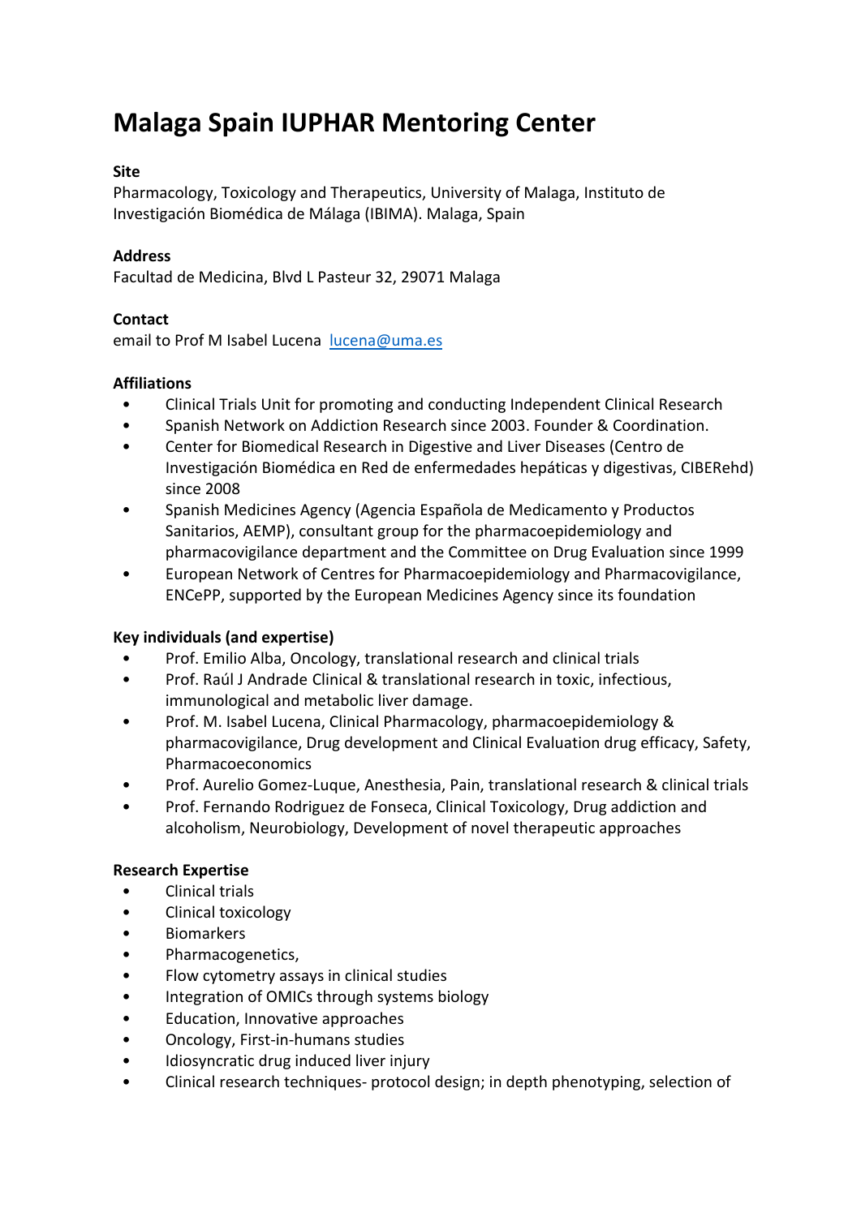# Malaga Spain IUPHAR Mentoring Center

**Site**

Pharmacology, Toxicology and Therapeutics, University of Malaga, Instituto de Investigación Biomédica de Málaga (IBIMA). Malaga, Spain

**Address**

Facultad de Medicina, Blvd L Pasteur 32, 29071 Malaga

**Contact**

email to Prof M Isabel Lucena [lucena@uma.es](mailto:lucena@uma.es)

**Affiliations**

- Clinical Trials Unit for promoting and conducting Independent Clinical Research
- Spanish Network on Addiction Research since 2003. Founder & Coordination.
- Center for Biomedical Research in Digestive and Liver Diseases (Centro de Investigación Biomédica en Red de enfermedades hepáticas y digestivas, CIBERehd) since 2008
- Spanish Medicines Agency (Agencia Española de Medicamento y Productos Sanitarios, AEMP), consultant group for the pharmacoepidemiology and pharmacovigilance department and the Committee on Drug Evaluation since 1999
- European Network of Centres for Pharmacoepidemiology and Pharmacovigilance, ENCePP, supported by the European Medicines Agency since its foundation

**Key individuals (and expertise)**

- Prof. Emilio Alba, Oncology, translational research and clinical trials
- Prof. Raúl J Andrade Clinical & translational research in toxic, infectious, immunological and metabolic liver damage.
- Prof. M. Isabel Lucena, Clinical Pharmacology, pharmacoepidemiology & pharmacovigilance, Drug development and Clinical Evaluation drug efficacy, Safety, Pharmacoeconomics
- Prof. Aurelio Gomez-Luque, Anesthesia, Pain, translational research & clinical trials
- Prof. Fernando Rodriguez de Fonseca, Clinical Toxicology, Drug addiction and alcoholism, Neurobiology, Development of novel therapeutic approaches

**Research Expertise**

- Clinical trials
- Clinical toxicology
- Biomarkers
- Pharmacogenetics,
- Flow cytometry assays in clinical studies
- Integration of OMICs through systems biology
- Education, Innovative approaches
- Oncology, First-in-humans studies
- Idiosyncratic drug induced liver injury
- Clinical research techniques- protocol design; in depth phenotyping, selection of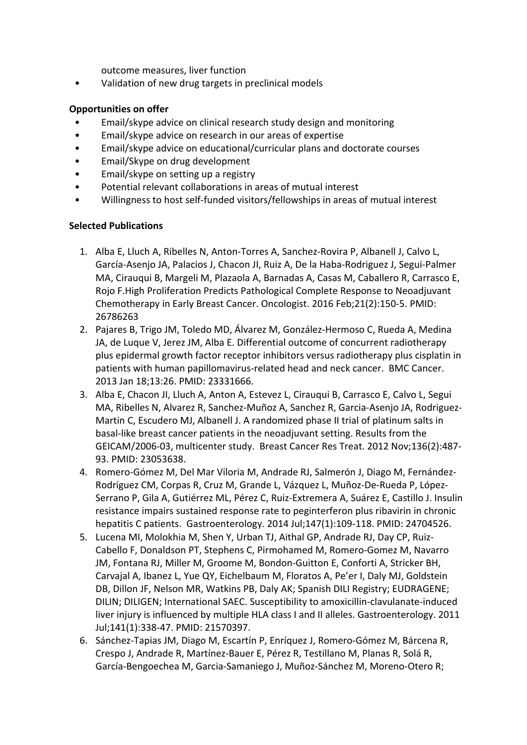outcome measures, liver function

- Validation of new drug targets in preclinical models

**Opportunities on offer**

- Email/skype advice on clinical research study design and monitoring
- Email/skype advice on research in our areas of expertise
- Email/skype advice on educational/curricular plans and doctorate courses
- Email/Skype on drug development
- Email/skype on setting up a registry
- Potential relevant collaborations in areas of mutual interest
- Willingness to host self-funded visitors/fellowships in areas of mutual interest

**Selected Publications**

1. Alba E, Lluch A, Ribelles N, Anton-Torres A, Sanchez-Rovira P, Albanell J, Calvo L, García-Asenjo JA, Palacios J, Chacon JI, Ruiz A, De la Haba-Rodriguez J, Segui-Palmer MA, Cirauqui B, Margeli M, Plazaola A, Barnadas A, Casas M, Caballero R, Carrasco E, Rojo F.High Proliferation Predicts Pathological Complete Response to Neoadjuvant Chemotherapy in Early Breast Cancer. Oncologist. 2016 Feb;21(2):150-5. PMID: 26786263
2. Pajares B, Trigo JM, Toledo MD, Álvarez M, González-Hermoso C, Rueda A, Medina JA, de Luque V, Jerez JM, Alba E. Differential outcome of concurrent radiotherapy plus epidermal growth factor receptor inhibitors versus radiotherapy plus cisplatin in patients with human papillomavirus-related head and neck cancer. BMC Cancer. 2013 Jan 18;13:26. PMID: 23331666.
3. Alba E, Chacon JI, Lluch A, Anton A, Estevez L, Cirauqui B, Carrasco E, Calvo L, Segui MA, Ribelles N, Alvarez R, Sanchez-Muñoz A, Sanchez R, Garcia-Asenjo JA, Rodriguez-Martin C, Escudero MJ, Albanell J. A randomized phase II trial of platinum salts in basal-like breast cancer patients in the neoadjuvant setting. Results from the GEICAM/2006-03, multicenter study. Breast Cancer Res Treat. 2012 Nov;136(2):487-93. PMID: 23053638.
4. Romero-Gómez M, Del Mar Viloria M, Andrade RJ, Salmerón J, Diago M, Fernández-Rodríguez CM, Corpas R, Cruz M, Grande L, Vázquez L, Muñoz-De-Rueda P, López-Serrano P, Gila A, Gutiérrez ML, Pérez C, Ruiz-Extremera A, Suárez E, Castillo J. Insulin resistance impairs sustained response rate to peginterferon plus ribavirin in chronic hepatitis C patients. Gastroenterology. 2014 Jul;147(1):109-118. PMID: 24704526.
5. Lucena MI, Molokhia M, Shen Y, Urban TJ, Aithal GP, Andrade RJ, Day CP, Ruiz-Cabello F, Donaldson PT, Stephens C, Pirmohamed M, Romero-Gomez M, Navarro JM, Fontana RJ, Miller M, Groome M, Bondon-Guitton E, Conforti A, Stricker BH, Carvajal A, Ibanez L, Yue QY, Eichelbaum M, Floratos A, Pe'er I, Daly MJ, Goldstein DB, Dillon JF, Nelson MR, Watkins PB, Daly AK; Spanish DILI Registry; EUDRAGENE; DILIN; DILIGEN; International SAEC. Susceptibility to amoxicillin-clavulanate-induced liver injury is influenced by multiple HLA class I and II alleles. Gastroenterology. 2011 Jul;141(1):338-47. PMID: 21570397.
6. Sánchez-Tapias JM, Diago M, Escartín P, Enríquez J, Romero-Gómez M, Bárcena R, Crespo J, Andrade R, Martínez-Bauer E, Pérez R, Testillano M, Planas R, Solá R, García-Bengoechea M, Garcia-Samaniego J, Muñoz-Sánchez M, Moreno-Otero R;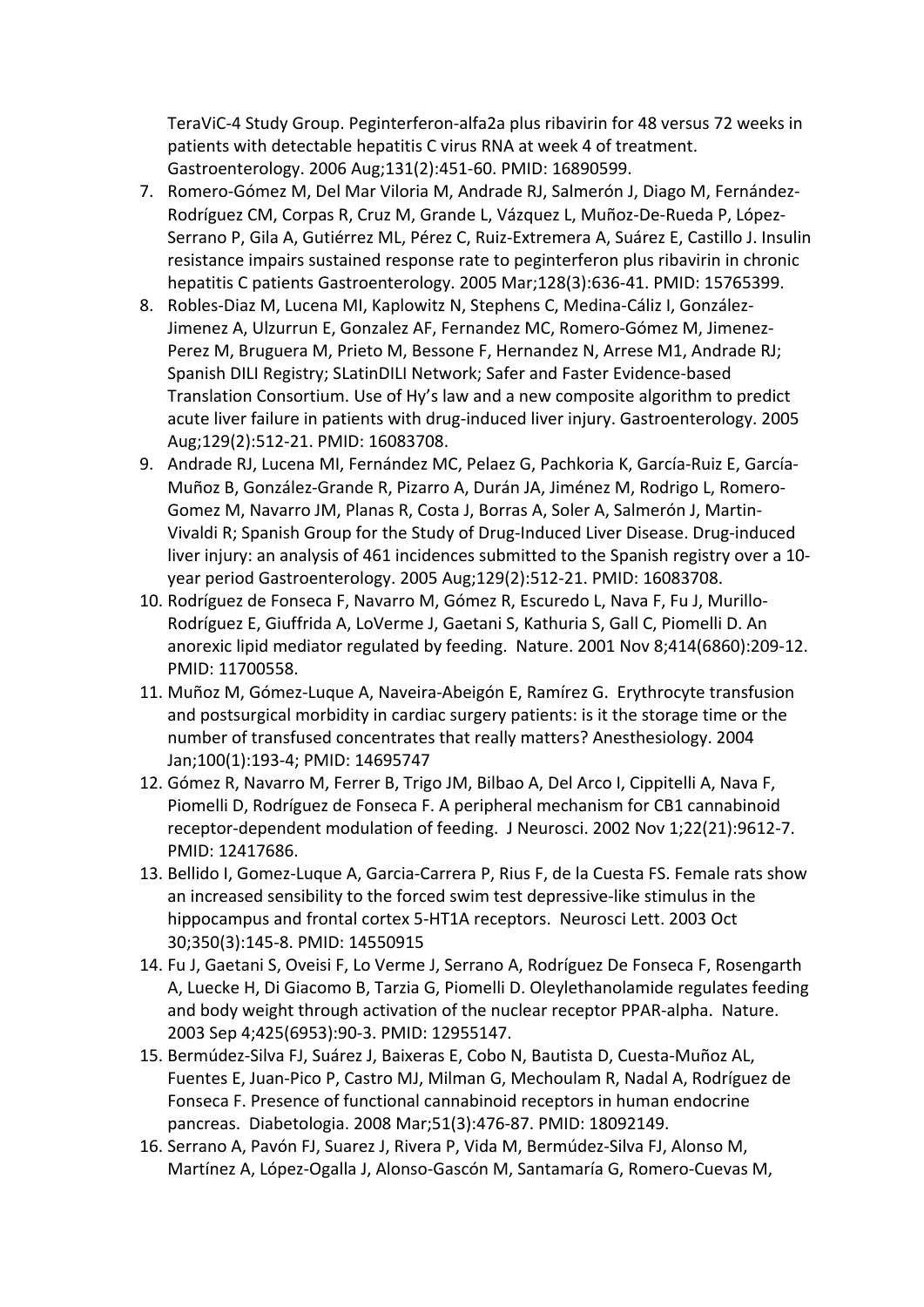TeraViC-4 Study Group. Peginterferon-alfa2a plus ribavirin for 48 versus 72 weeks in patients with detectable hepatitis C virus RNA at week 4 of treatment. Gastroenterology. 2006 Aug;131(2):451-60. PMID: 16890599.

7. Romero-Gómez M, Del Mar Viloria M, Andrade RJ, Salmerón J, Diago M, Fernández-Rodríguez CM, Corpas R, Cruz M, Grande L, Vázquez L, Muñoz-De-Rueda P, López-Serrano P, Gila A, Gutiérrez ML, Pérez C, Ruiz-Extremera A, Suárez E, Castillo J. Insulin resistance impairs sustained response rate to peginterferon plus ribavirin in chronic hepatitis C patients Gastroenterology. 2005 Mar;128(3):636-41. PMID: 15765399.
8. Robles-Diaz M, Lucena MI, Kaplowitz N, Stephens C, Medina-Cáliz I, González-Jimenez A, Ulzurrun E, Gonzalez AF, Fernandez MC, Romero-Gómez M, Jimenez-Perez M, Bruguera M, Prieto M, Bessone F, Hernandez N, Arrese M1, Andrade RJ; Spanish DILI Registry; SLatinDILI Network; Safer and Faster Evidence-based Translation Consortium. Use of Hy's law and a new composite algorithm to predict acute liver failure in patients with drug-induced liver injury. Gastroenterology. 2005 Aug;129(2):512-21. PMID: 16083708.
9. Andrade RJ, Lucena MI, Fernández MC, Pelaez G, Pachkoria K, García-Ruiz E, García-Muñoz B, González-Grande R, Pizarro A, Durán JA, Jiménez M, Rodrigo L, Romero-Gomez M, Navarro JM, Planas R, Costa J, Borras A, Soler A, Salmerón J, Martin-Vivaldi R; Spanish Group for the Study of Drug-Induced Liver Disease. Drug-induced liver injury: an analysis of 461 incidences submitted to the Spanish registry over a 10-year period Gastroenterology. 2005 Aug;129(2):512-21. PMID: 16083708.
10. Rodríguez de Fonseca F, Navarro M, Gómez R, Escuredo L, Nava F, Fu J, Murillo-Rodríguez E, Giuffrida A, LoVerme J, Gaetani S, Kathuria S, Gall C, Piomelli D. An anorexic lipid mediator regulated by feeding. Nature. 2001 Nov 8;414(6860):209-12. PMID: 11700558.
11. Muñoz M, Gómez-Luque A, Naveira-Abeigón E, Ramírez G. Erythrocyte transfusion and postsurgical morbidity in cardiac surgery patients: is it the storage time or the number of transfused concentrates that really matters? Anesthesiology. 2004 Jan;100(1):193-4; PMID: 14695747
12. Gómez R, Navarro M, Ferrer B, Trigo JM, Bilbao A, Del Arco I, Cippitelli A, Nava F, Piomelli D, Rodríguez de Fonseca F. A peripheral mechanism for CB1 cannabinoid receptor-dependent modulation of feeding. J Neurosci. 2002 Nov 1;22(21):9612-7. PMID: 12417686.
13. Bellido I, Gomez-Luque A, Garcia-Carrera P, Rius F, de la Cuesta FS. Female rats show an increased sensibility to the forced swim test depressive-like stimulus in the hippocampus and frontal cortex 5-HT1A receptors. Neurosci Lett. 2003 Oct 30;350(3):145-8. PMID: 14550915
14. Fu J, Gaetani S, Oveisi F, Lo Verme J, Serrano A, Rodríguez De Fonseca F, Rosengarth A, Luecke H, Di Giacomo B, Tarzia G, Piomelli D. Oleylethanolamide regulates feeding and body weight through activation of the nuclear receptor PPAR-alpha. Nature. 2003 Sep 4;425(6953):90-3. PMID: 12955147.
15. Bermúdez-Silva FJ, Suárez J, Baixeras E, Cobo N, Bautista D, Cuesta-Muñoz AL, Fuentes E, Juan-Pico P, Castro MJ, Milman G, Mechoulam R, Nadal A, Rodríguez de Fonseca F. Presence of functional cannabinoid receptors in human endocrine pancreas. Diabetologia. 2008 Mar;51(3):476-87. PMID: 18092149.
16. Serrano A, Pavón FJ, Suarez J, Rivera P, Vida M, Bermúdez-Silva FJ, Alonso M, Martínez A, López-Ogalla J, Alonso-Gascón M, Santamaría G, Romero-Cuevas M,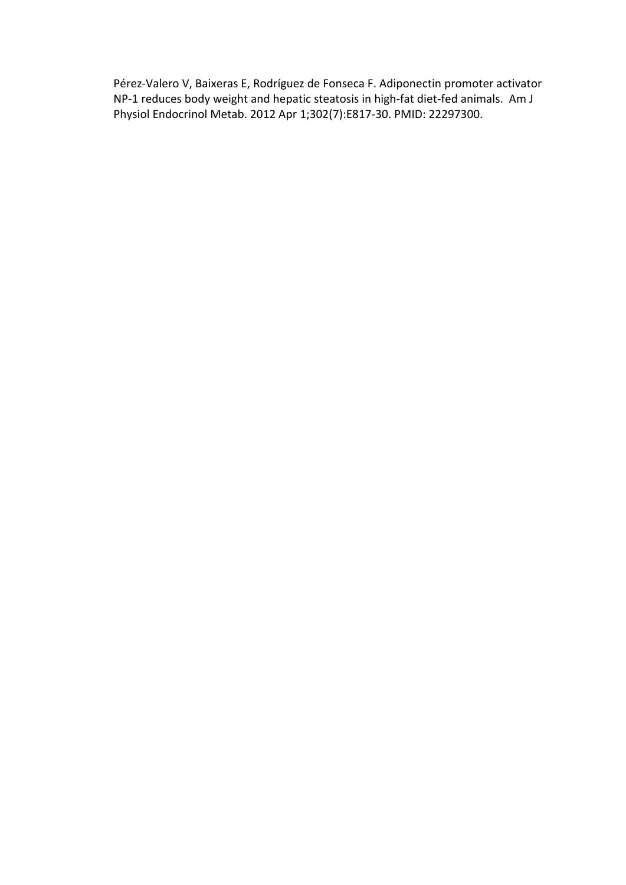Pérez-Valero V, Baixeras E, Rodríguez de Fonseca F. Adiponectin promoter activator NP-1 reduces body weight and hepatic steatosis in high-fat diet-fed animals. Am J Physiol Endocrinol Metab. 2012 Apr 1;302(7):E817-30. PMID: 22297300.